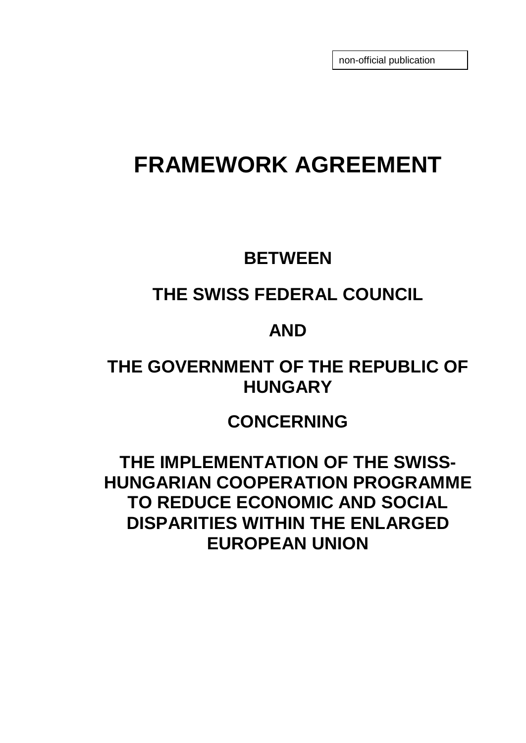non-official publication

# FRAMEWORK AGREEMENT

## BETWEEN

## THE SWISS FEDERAL COUNCIL

## AND

## THE GOVERNMENT OF THE REPUBLIC OF HUNGARY

## CONCERNING

## THE IMPLEMENTATION OF THE SWISS-HUNGARIAN COOPERATION PROGRAMME TO REDUCE ECONOMIC AND SOCIAL DISPARITIES WITHIN THE ENLARGED EUROPEAN UNION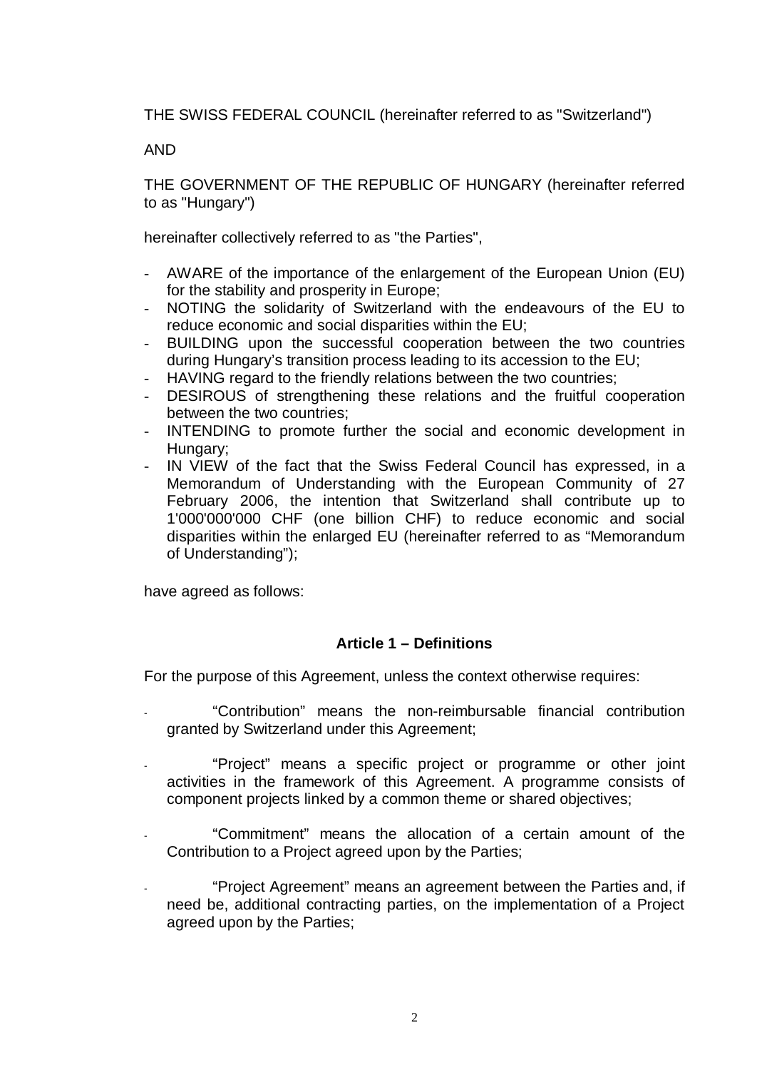THE SWISS FEDERAL COUNCIL (hereinafter referred to as "Switzerland")

AND

THE GOVERNMENT OF THE REPUBLIC OF HUNGARY (hereinafter referred to as "Hungary")

hereinafter collectively referred to as "the Parties",

- AWARE of the importance of the enlargement of the European Union (EU) for the stability and prosperity in Europe;
- NOTING the solidarity of Switzerland with the endeavours of the EU to reduce economic and social disparities within the EU;
- BUILDING upon the successful cooperation between the two countries during Hungary's transition process leading to its accession to the EU;
- HAVING regard to the friendly relations between the two countries;
- DESIROUS of strengthening these relations and the fruitful cooperation between the two countries;
- INTENDING to promote further the social and economic development in Hungary;
- IN VIEW of the fact that the Swiss Federal Council has expressed, in a Memorandum of Understanding with the European Community of 27 February 2006, the intention that Switzerland shall contribute up to 1'000'000'000 CHF (one billion CHF) to reduce economic and social disparities within the enlarged EU (hereinafter referred to as "Memorandum of Understanding");

have agreed as follows:

## Article 1 – Definitions

For the purpose of this Agreement, unless the context otherwise requires:

- "Contribution" means the non-reimbursable financial contribution granted by Switzerland under this Agreement;
- "Project" means a specific project or programme or other joint activities in the framework of this Agreement. A programme consists of component projects linked by a common theme or shared objectives;
- "Commitment" means the allocation of a certain amount of the Contribution to a Project agreed upon by the Parties;
- "Project Agreement" means an agreement between the Parties and, if need be, additional contracting parties, on the implementation of a Project agreed upon by the Parties;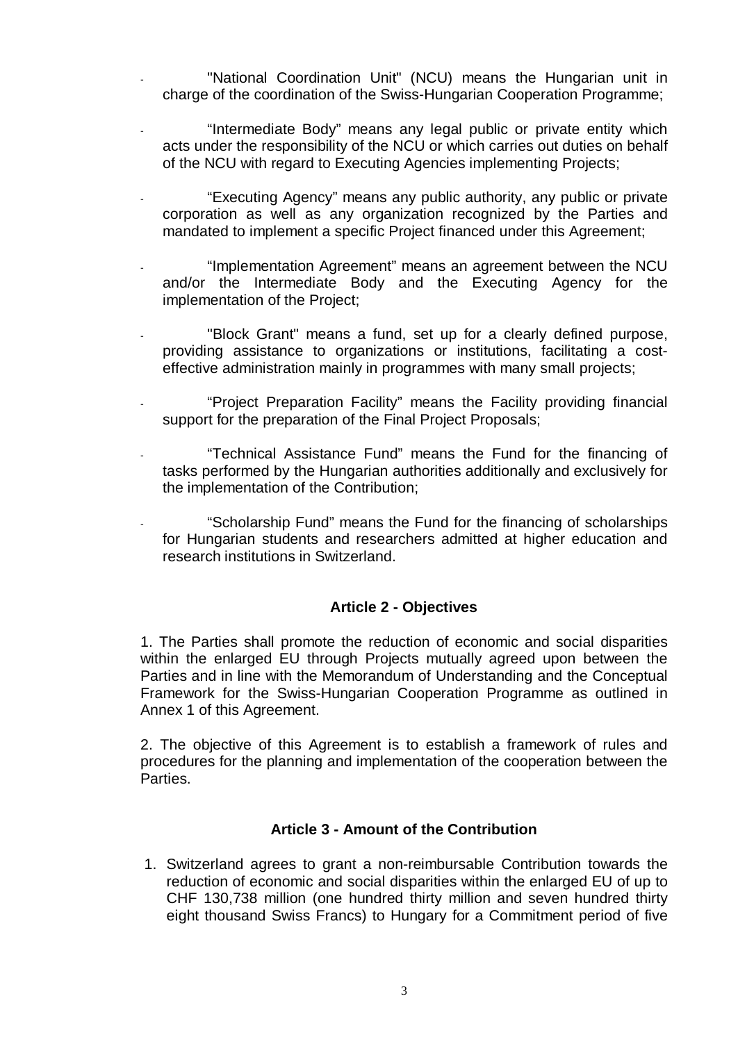- "National Coordination Unit" (NCU) means the Hungarian unit in charge of the coordination of the Swiss-Hungarian Cooperation Programme;

- "Intermediate Body" means any legal public or private entity which acts under the responsibility of the NCU or which carries out duties on behalf of the NCU with regard to Executing Agencies implementing Projects;

- "Executing Agency" means any public authority, any public or private corporation as well as any organization recognized by the Parties and mandated to implement a specific Project financed under this Agreement;

- "Implementation Agreement" means an agreement between the NCU and/or the Intermediate Body and the Executing Agency for the implementation of the Project;

- "Block Grant" means a fund, set up for a clearly defined purpose, providing assistance to organizations or institutions, facilitating a cost-effective administration mainly in programmes with many small projects;

- "Project Preparation Facility" means the Facility providing financial support for the preparation of the Final Project Proposals;

- "Technical Assistance Fund" means the Fund for the financing of tasks performed by the Hungarian authorities additionally and exclusively for the implementation of the Contribution;

- "Scholarship Fund" means the Fund for the financing of scholarships for Hungarian students and researchers admitted at higher education and research institutions in Switzerland.

### Article 2 - Objectives

1. The Parties shall promote the reduction of economic and social disparities within the enlarged EU through Projects mutually agreed upon between the Parties and in line with the Memorandum of Understanding and the Conceptual Framework for the Swiss-Hungarian Cooperation Programme as outlined in Annex 1 of this Agreement.

2. The objective of this Agreement is to establish a framework of rules and procedures for the planning and implementation of the cooperation between the Parties.

### Article 3 - Amount of the Contribution

1. Switzerland agrees to grant a non-reimbursable Contribution towards the reduction of economic and social disparities within the enlarged EU of up to CHF 130,738 million (one hundred thirty million and seven hundred thirty eight thousand Swiss Francs) to Hungary for a Commitment period of five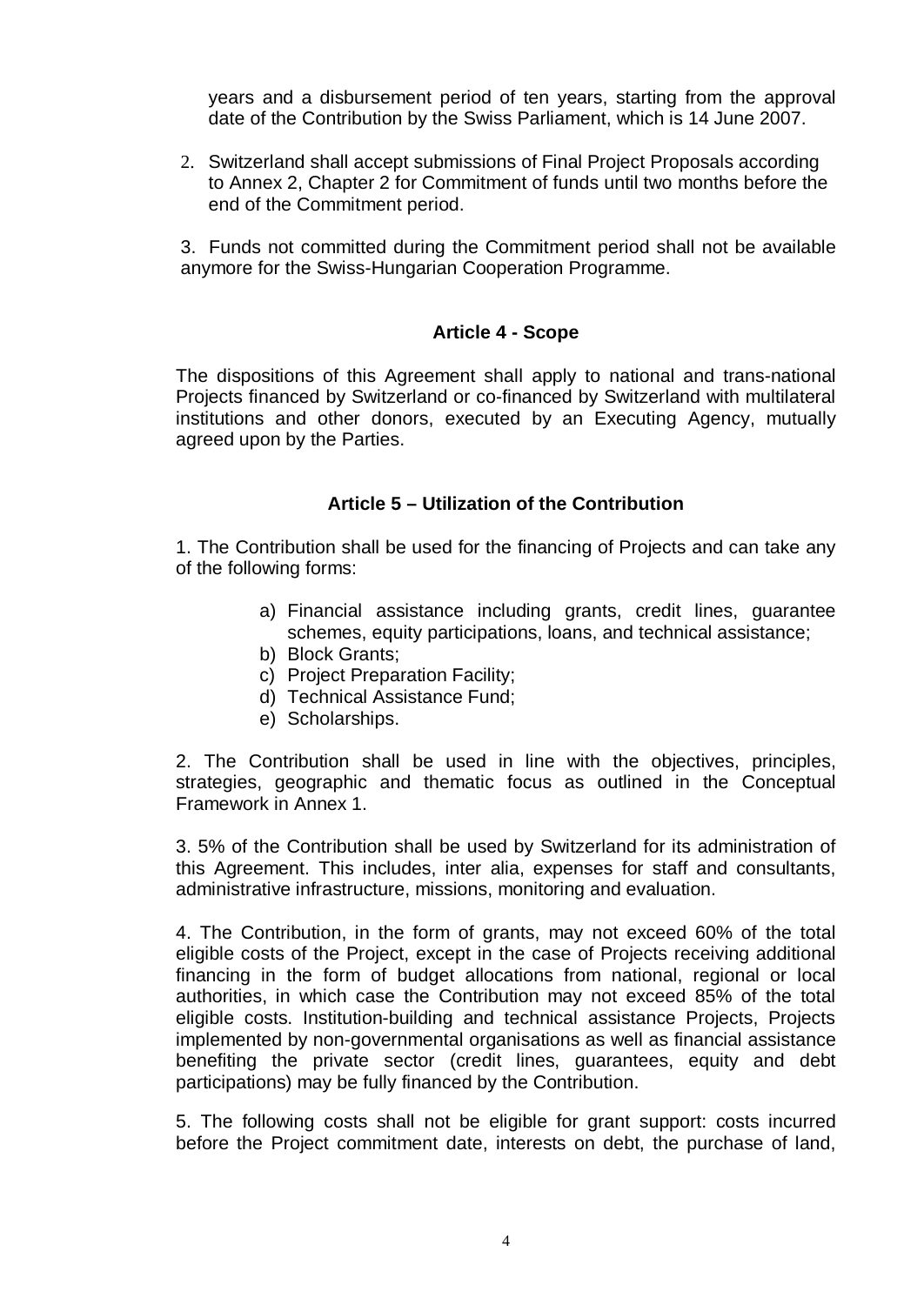years and a disbursement period of ten years, starting from the approval date of the Contribution by the Swiss Parliament, which is 14 June 2007.

2. Switzerland shall accept submissions of Final Project Proposals according to Annex 2, Chapter 2 for Commitment of funds until two months before the end of the Commitment period.

3. Funds not committed during the Commitment period shall not be available anymore for the Swiss-Hungarian Cooperation Programme.

### Article 4 - Scope

The dispositions of this Agreement shall apply to national and trans-national Projects financed by Switzerland or co-financed by Switzerland with multilateral institutions and other donors, executed by an Executing Agency, mutually agreed upon by the Parties.

### Article 5 – Utilization of the Contribution

1. The Contribution shall be used for the financing of Projects and can take any of the following forms:

   a) Financial assistance including grants, credit lines, guarantee schemes, equity participations, loans, and technical assistance;
   b) Block Grants;
   c) Project Preparation Facility;
   d) Technical Assistance Fund;
   e) Scholarships.

2. The Contribution shall be used in line with the objectives, principles, strategies, geographic and thematic focus as outlined in the Conceptual Framework in Annex 1.

3. 5% of the Contribution shall be used by Switzerland for its administration of this Agreement. This includes, inter alia, expenses for staff and consultants, administrative infrastructure, missions, monitoring and evaluation.

4. The Contribution, in the form of grants, may not exceed 60% of the total eligible costs of the Project, except in the case of Projects receiving additional financing in the form of budget allocations from national, regional or local authorities, in which case the Contribution may not exceed 85% of the total eligible costs. Institution-building and technical assistance Projects, Projects implemented by non-governmental organisations as well as financial assistance benefiting the private sector (credit lines, guarantees, equity and debt participations) may be fully financed by the Contribution.

5. The following costs shall not be eligible for grant support: costs incurred before the Project commitment date, interests on debt, the purchase of land,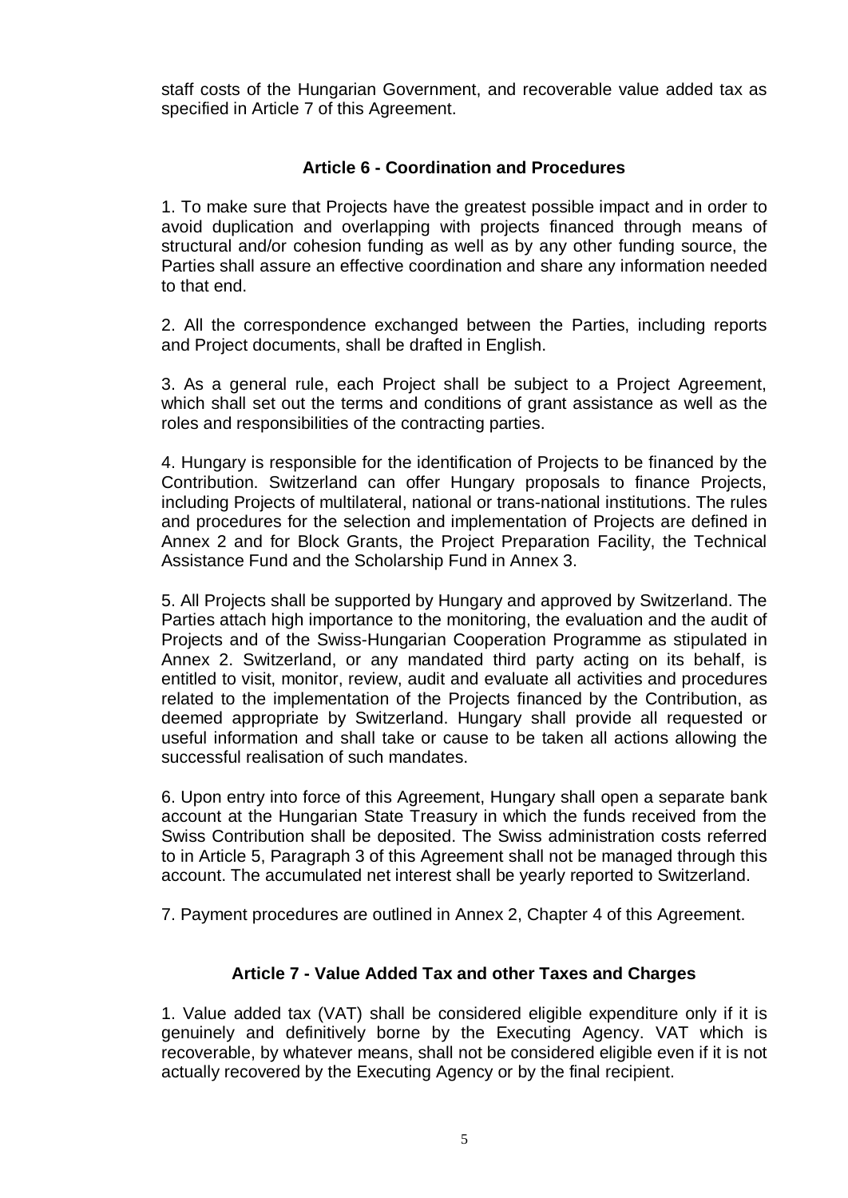staff costs of the Hungarian Government, and recoverable value added tax as specified in Article 7 of this Agreement.

### Article 6 - Coordination and Procedures

1. To make sure that Projects have the greatest possible impact and in order to avoid duplication and overlapping with projects financed through means of structural and/or cohesion funding as well as by any other funding source, the Parties shall assure an effective coordination and share any information needed to that end.

2. All the correspondence exchanged between the Parties, including reports and Project documents, shall be drafted in English.

3. As a general rule, each Project shall be subject to a Project Agreement, which shall set out the terms and conditions of grant assistance as well as the roles and responsibilities of the contracting parties.

4. Hungary is responsible for the identification of Projects to be financed by the Contribution. Switzerland can offer Hungary proposals to finance Projects, including Projects of multilateral, national or trans-national institutions. The rules and procedures for the selection and implementation of Projects are defined in Annex 2 and for Block Grants, the Project Preparation Facility, the Technical Assistance Fund and the Scholarship Fund in Annex 3.

5. All Projects shall be supported by Hungary and approved by Switzerland. The Parties attach high importance to the monitoring, the evaluation and the audit of Projects and of the Swiss-Hungarian Cooperation Programme as stipulated in Annex 2. Switzerland, or any mandated third party acting on its behalf, is entitled to visit, monitor, review, audit and evaluate all activities and procedures related to the implementation of the Projects financed by the Contribution, as deemed appropriate by Switzerland. Hungary shall provide all requested or useful information and shall take or cause to be taken all actions allowing the successful realisation of such mandates.

6. Upon entry into force of this Agreement, Hungary shall open a separate bank account at the Hungarian State Treasury in which the funds received from the Swiss Contribution shall be deposited. The Swiss administration costs referred to in Article 5, Paragraph 3 of this Agreement shall not be managed through this account. The accumulated net interest shall be yearly reported to Switzerland.

7. Payment procedures are outlined in Annex 2, Chapter 4 of this Agreement.

### Article 7 - Value Added Tax and other Taxes and Charges

1. Value added tax (VAT) shall be considered eligible expenditure only if it is genuinely and definitively borne by the Executing Agency. VAT which is recoverable, by whatever means, shall not be considered eligible even if it is not actually recovered by the Executing Agency or by the final recipient.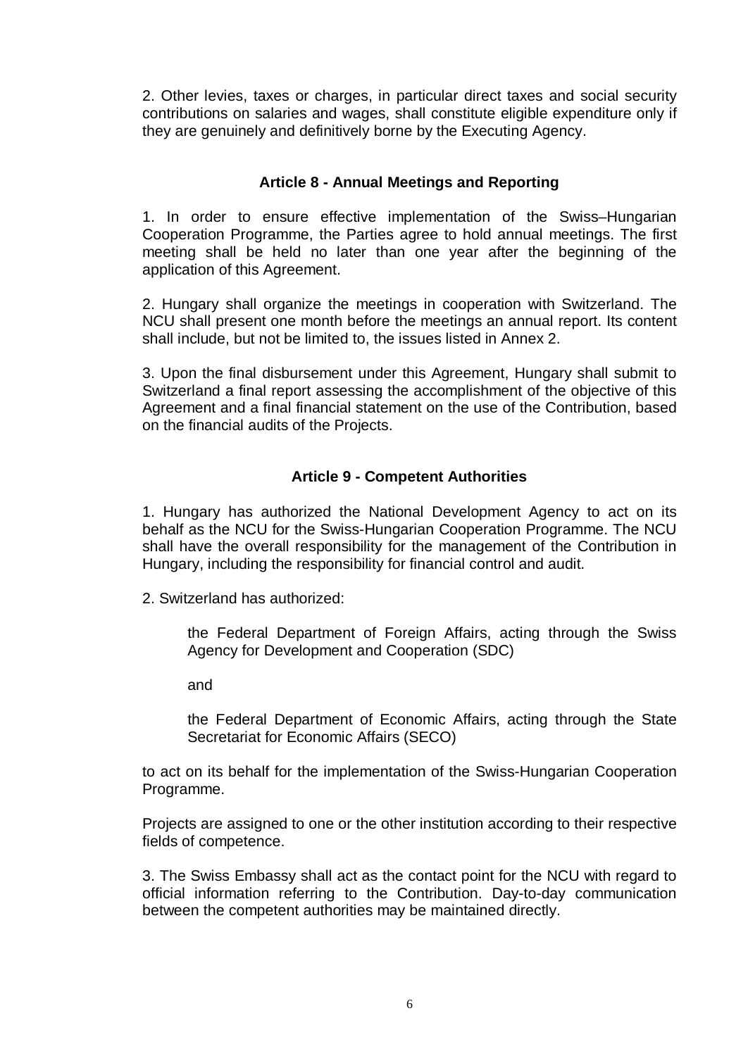2. Other levies, taxes or charges, in particular direct taxes and social security contributions on salaries and wages, shall constitute eligible expenditure only if they are genuinely and definitively borne by the Executing Agency.

### Article 8 - Annual Meetings and Reporting

1. In order to ensure effective implementation of the Swiss–Hungarian Cooperation Programme, the Parties agree to hold annual meetings. The first meeting shall be held no later than one year after the beginning of the application of this Agreement.

2. Hungary shall organize the meetings in cooperation with Switzerland. The NCU shall present one month before the meetings an annual report. Its content shall include, but not be limited to, the issues listed in Annex 2.

3. Upon the final disbursement under this Agreement, Hungary shall submit to Switzerland a final report assessing the accomplishment of the objective of this Agreement and a final financial statement on the use of the Contribution, based on the financial audits of the Projects.

### Article 9 - Competent Authorities

1. Hungary has authorized the National Development Agency to act on its behalf as the NCU for the Swiss-Hungarian Cooperation Programme. The NCU shall have the overall responsibility for the management of the Contribution in Hungary, including the responsibility for financial control and audit.

2. Switzerland has authorized:

> the Federal Department of Foreign Affairs, acting through the Swiss Agency for Development and Cooperation (SDC)
>
> and
>
> the Federal Department of Economic Affairs, acting through the State Secretariat for Economic Affairs (SECO)

to act on its behalf for the implementation of the Swiss-Hungarian Cooperation Programme.

Projects are assigned to one or the other institution according to their respective fields of competence.

3. The Swiss Embassy shall act as the contact point for the NCU with regard to official information referring to the Contribution. Day-to-day communication between the competent authorities may be maintained directly.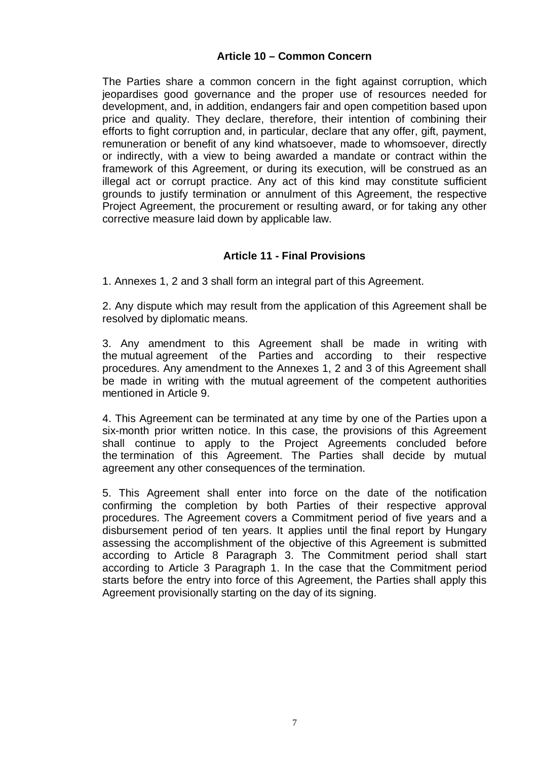### Article 10 – Common Concern

The Parties share a common concern in the fight against corruption, which jeopardises good governance and the proper use of resources needed for development, and, in addition, endangers fair and open competition based upon price and quality. They declare, therefore, their intention of combining their efforts to fight corruption and, in particular, declare that any offer, gift, payment, remuneration or benefit of any kind whatsoever, made to whomsoever, directly or indirectly, with a view to being awarded a mandate or contract within the framework of this Agreement, or during its execution, will be construed as an illegal act or corrupt practice. Any act of this kind may constitute sufficient grounds to justify termination or annulment of this Agreement, the respective Project Agreement, the procurement or resulting award, or for taking any other corrective measure laid down by applicable law.

### Article 11 - Final Provisions

1. Annexes 1, 2 and 3 shall form an integral part of this Agreement.

2. Any dispute which may result from the application of this Agreement shall be resolved by diplomatic means.

3. Any amendment to this Agreement shall be made in writing with the mutual agreement of the Parties and according to their respective procedures. Any amendment to the Annexes 1, 2 and 3 of this Agreement shall be made in writing with the mutual agreement of the competent authorities mentioned in Article 9.

4. This Agreement can be terminated at any time by one of the Parties upon a six-month prior written notice. In this case, the provisions of this Agreement shall continue to apply to the Project Agreements concluded before the termination of this Agreement. The Parties shall decide by mutual agreement any other consequences of the termination.

5. This Agreement shall enter into force on the date of the notification confirming the completion by both Parties of their respective approval procedures. The Agreement covers a Commitment period of five years and a disbursement period of ten years. It applies until the final report by Hungary assessing the accomplishment of the objective of this Agreement is submitted according to Article 8 Paragraph 3. The Commitment period shall start according to Article 3 Paragraph 1. In the case that the Commitment period starts before the entry into force of this Agreement, the Parties shall apply this Agreement provisionally starting on the day of its signing.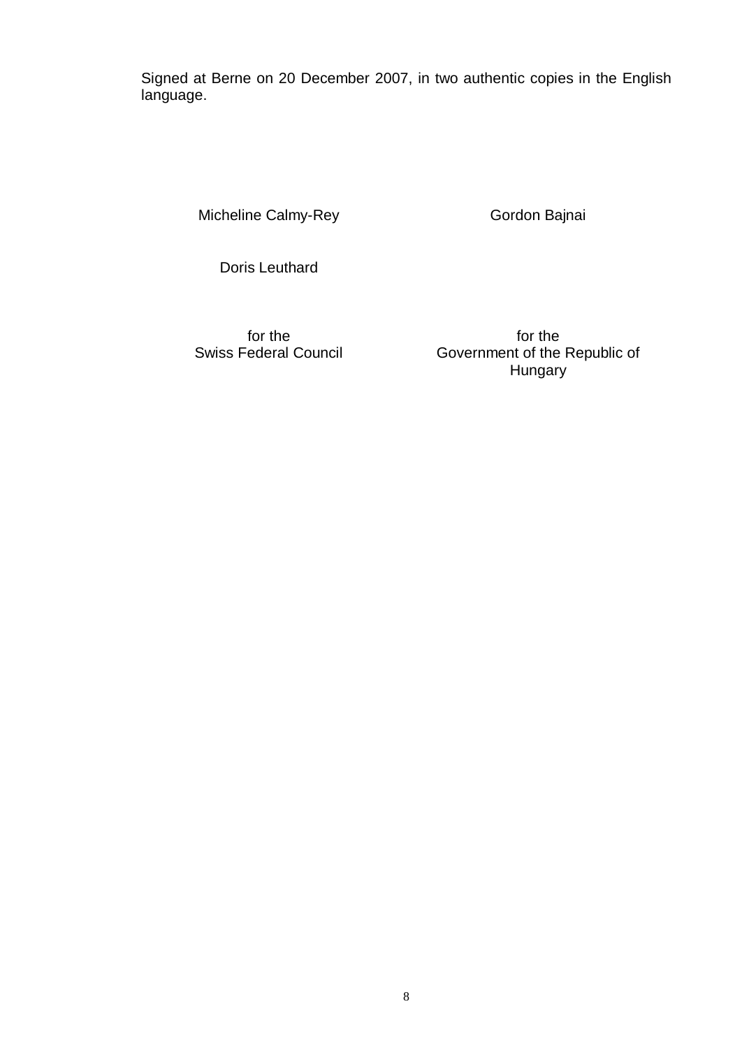Signed at Berne on 20 December 2007, in two authentic copies in the English language.

| | |
|---|---|
| Micheline Calmy-Rey | Gordon Bajnai |
| Doris Leuthard | |
| for the Swiss Federal Council | for the Government of the Republic of Hungary |